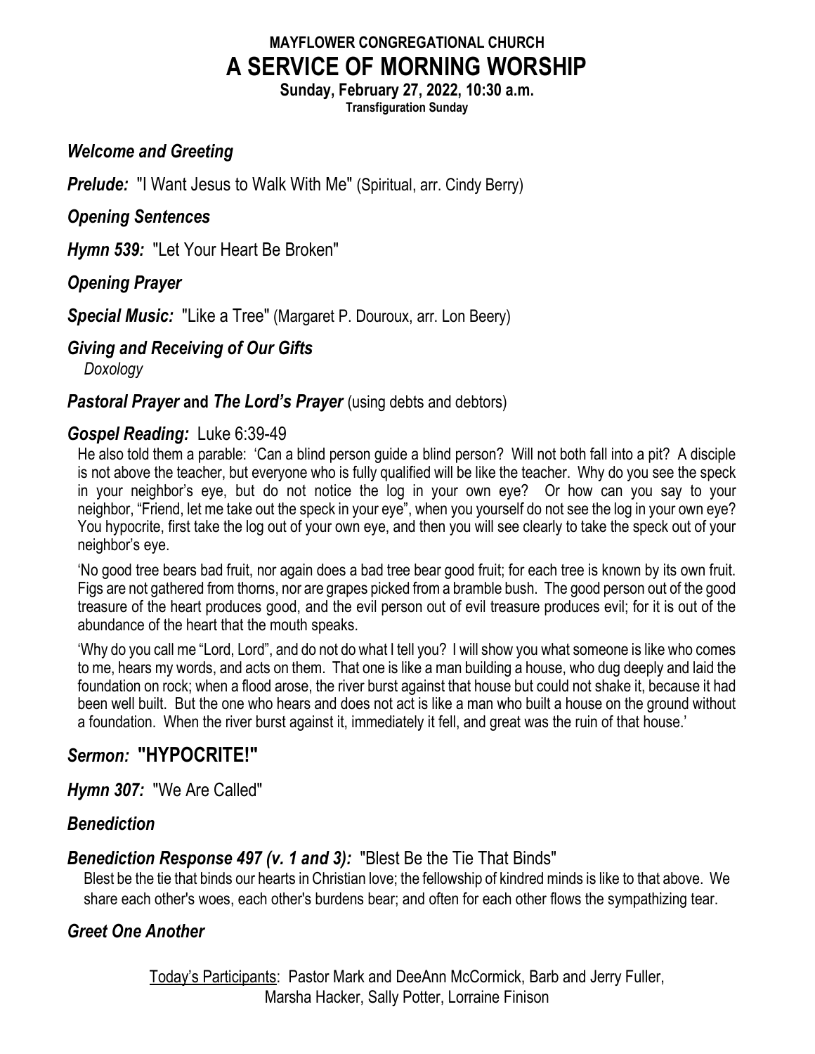**MAYFLOWER CONGREGATIONAL CHURCH**

# A SERVICE OF MORNING WORSHIP

**Sunday, February 27, 2022, 10:30 a.m.**

**Transfiguration Sunday**

***Welcome and Greeting***

***Prelude:*** "I Want Jesus to Walk With Me" (Spiritual, arr. Cindy Berry)

***Opening Sentences***

***Hymn 539:*** "Let Your Heart Be Broken"

***Opening Prayer***

***Special Music:*** "Like a Tree" (Margaret P. Douroux, arr. Lon Beery)

***Giving and Receiving of Our Gifts***

*Doxology*

***Pastoral Prayer* and *The Lord's Prayer*** (using debts and debtors)

***Gospel Reading:*** Luke 6:39-49

He also told them a parable: 'Can a blind person guide a blind person? Will not both fall into a pit? A disciple is not above the teacher, but everyone who is fully qualified will be like the teacher. Why do you see the speck in your neighbor's eye, but do not notice the log in your own eye? Or how can you say to your neighbor, "Friend, let me take out the speck in your eye", when you yourself do not see the log in your own eye? You hypocrite, first take the log out of your own eye, and then you will see clearly to take the speck out of your neighbor's eye.

'No good tree bears bad fruit, nor again does a bad tree bear good fruit; for each tree is known by its own fruit. Figs are not gathered from thorns, nor are grapes picked from a bramble bush. The good person out of the good treasure of the heart produces good, and the evil person out of evil treasure produces evil; for it is out of the abundance of the heart that the mouth speaks.

'Why do you call me "Lord, Lord", and do not do what I tell you? I will show you what someone is like who comes to me, hears my words, and acts on them. That one is like a man building a house, who dug deeply and laid the foundation on rock; when a flood arose, the river burst against that house but could not shake it, because it had been well built. But the one who hears and does not act is like a man who built a house on the ground without a foundation. When the river burst against it, immediately it fell, and great was the ruin of that house.'

***Sermon:*** **"HYPOCRITE!"**

***Hymn 307:*** "We Are Called"

***Benediction***

***Benediction Response 497 (v. 1 and 3):*** "Blest Be the Tie That Binds"

Blest be the tie that binds our hearts in Christian love; the fellowship of kindred minds is like to that above. We share each other's woes, each other's burdens bear; and often for each other flows the sympathizing tear.

***Greet One Another***

Today's Participants: Pastor Mark and DeeAnn McCormick, Barb and Jerry Fuller, Marsha Hacker, Sally Potter, Lorraine Finison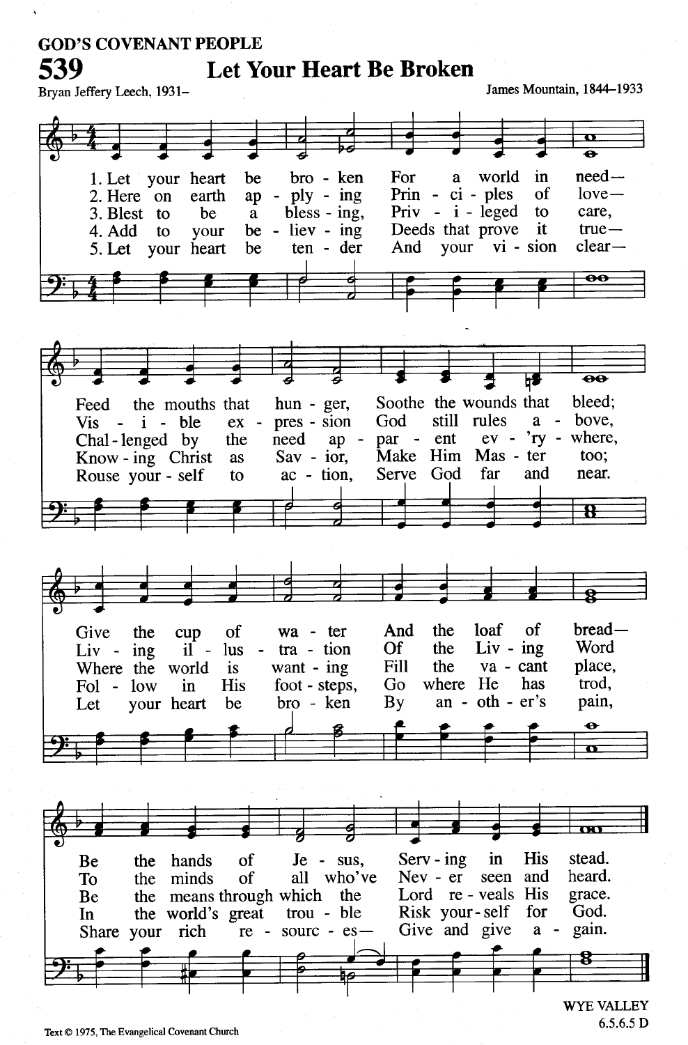GOD'S COVENANT PEOPLE

# 539 Let Your Heart Be Broken

Bryan Jeffery Leech, 1931– | James Mountain, 1844–1933

1. Let your heart be broken For a world in need—
Feed the mouths that hunger, Soothe the wounds that bleed;
Give the cup of water And the loaf of bread—
Be the hands of Jesus, Serving in His stead.

2. Here on earth applying Principles of love—
Visible expression God still rules above,
Living illustration Of the Living Word
To the minds of all who've Never seen and heard.

3. Blest to be a blessing, Privileged to care,
Challenged by the need apparent everywhere,
Where the world is wanting Fill the vacant place,
Be the means through which the Lord reveals His grace.

4. Add to your believing Deeds that prove it true—
Knowing Christ as Savior, Make Him Master too;
Follow in His footsteps, Go where He has trod,
In the world's great trouble Risk yourself for God.

5. Let your heart be tender And your vision clear—
Rouse yourself to action, Serve God far and near.
Let your heart be broken By another's pain,
Share your rich resources— Give and give again.

WYE VALLEY
6.5.6.5 D

Text © 1975, The Evangelical Covenant Church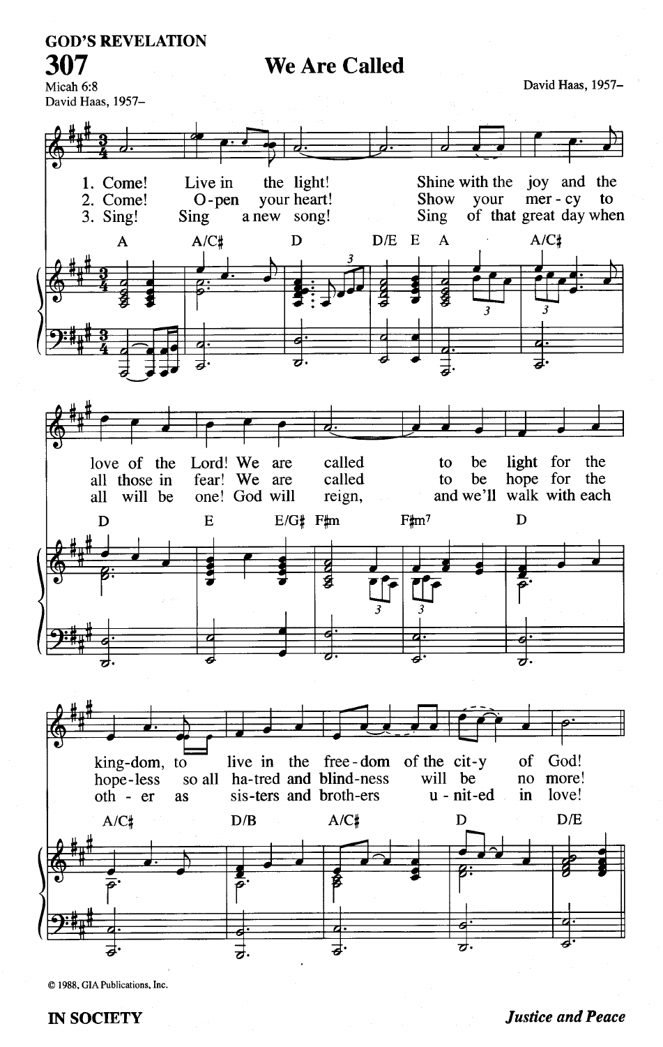GOD'S REVELATION

# 307 We Are Called

Micah 6:8
David Haas, 1957–

David Haas, 1957–

1. Come! Live in the light! Shine with the joy and the love of the Lord! We are called to be light for the kingdom, to live in the freedom of the city of God!

2. Come! Open your heart! Show your mercy to all those in fear! We are called to be hope for the hopeless so all hatred and blindness will be no more!

3. Sing! Sing a new song! Sing of that great day when all will be one! God will reign, and we'll walk with each other as sisters and brothers united in love!

© 1988, GIA Publications, Inc.

IN SOCIETY *Justice and Peace*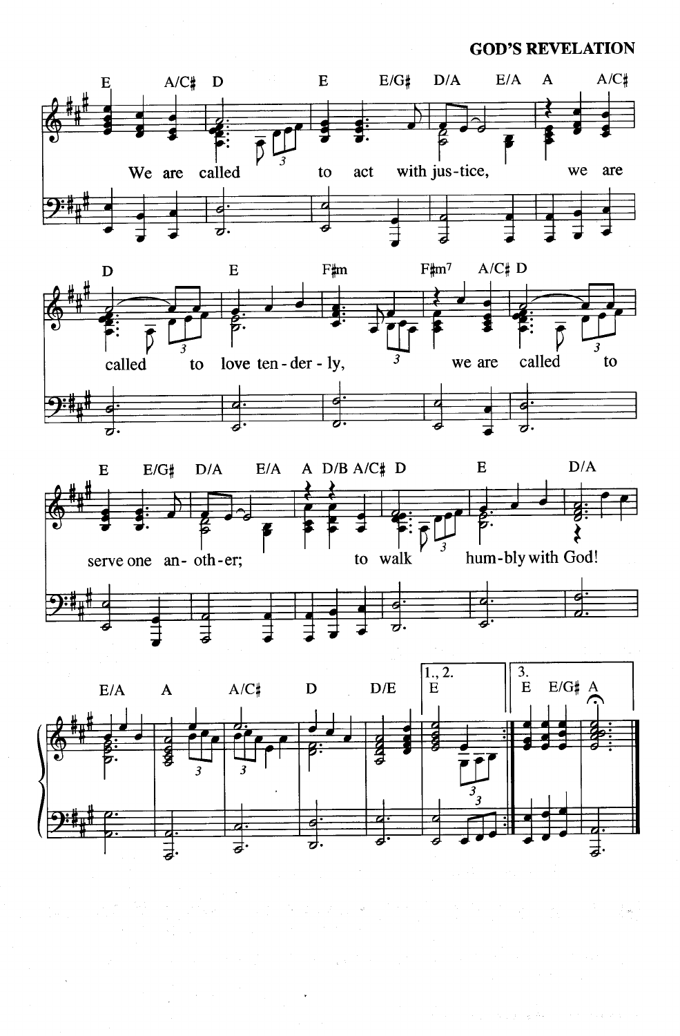We are called to act with jus-tice, we are called to love ten-der-ly, we are called to serve one an-oth-er; to walk hum-bly with God!